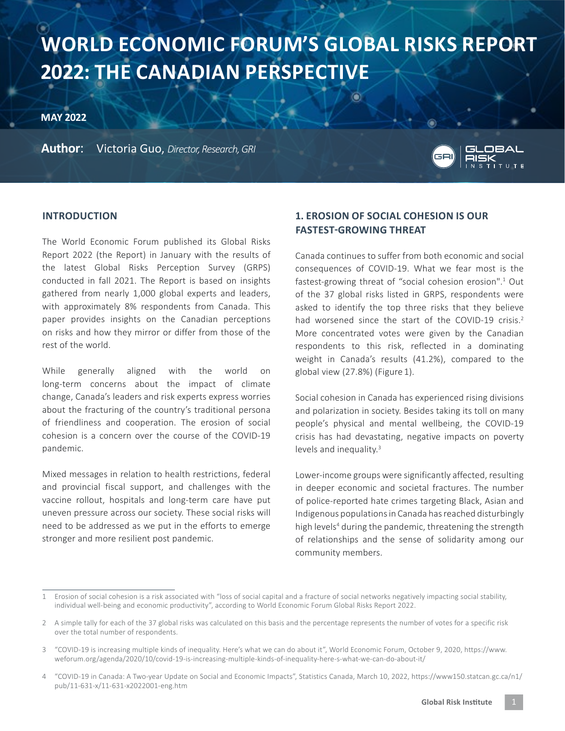# WORLD ECONOMIC FORUM'S GLOBAL RISKS REPORT 2022: THE CANADIAN PERSPECTIVE

**MAY 2022**

**Author**: Victoria Guo, *Director, Research, GRI*

## INTRODUCTION

The World Economic Forum published its Global Risks Report 2022 (the Report) in January with the results of the latest Global Risks Perception Survey (GRPS) conducted in fall 2021. The Report is based on insights gathered from nearly 1,000 global experts and leaders, with approximately 8% respondents from Canada. This paper provides insights on the Canadian perceptions on risks and how they mirror or differ from those of the rest of the world.

While generally aligned with the world on long-term concerns about the impact of climate change, Canada's leaders and risk experts express worries about the fracturing of the country's traditional persona of friendliness and cooperation. The erosion of social cohesion is a concern over the course of the COVID-19 pandemic.

Mixed messages in relation to health restrictions, federal and provincial fiscal support, and challenges with the vaccine rollout, hospitals and long-term care have put uneven pressure across our society. These social risks will need to be addressed as we put in the efforts to emerge stronger and more resilient post pandemic.

## 1. EROSION OF SOCIAL COHESION IS OUR FASTEST-GROWING THREAT

Canada continues to suffer from both economic and social consequences of COVID-19. What we fear most is the fastest-growing threat of "social cohesion erosion".[1] Out of the 37 global risks listed in GRPS, respondents were asked to identify the top three risks that they believe had worsened since the start of the COVID-19 crisis.[2] More concentrated votes were given by the Canadian respondents to this risk, reflected in a dominating weight in Canada's results (41.2%), compared to the global view (27.8%) (Figure 1).

Social cohesion in Canada has experienced rising divisions and polarization in society. Besides taking its toll on many people's physical and mental wellbeing, the COVID-19 crisis has had devastating, negative impacts on poverty levels and inequality.[3]

Lower-income groups were significantly affected, resulting in deeper economic and societal fractures. The number of police-reported hate crimes targeting Black, Asian and Indigenous populations in Canada has reached disturbingly high levels[4] during the pandemic, threatening the strength of relationships and the sense of solidarity among our community members.

---

1 Erosion of social cohesion is a risk associated with "loss of social capital and a fracture of social networks negatively impacting social stability, individual well-being and economic productivity", according to World Economic Forum Global Risks Report 2022.

2 A simple tally for each of the 37 global risks was calculated on this basis and the percentage represents the number of votes for a specific risk over the total number of respondents.

3 "COVID-19 is increasing multiple kinds of inequality. Here's what we can do about it", World Economic Forum, October 9, 2020, https://www.weforum.org/agenda/2020/10/covid-19-is-increasing-multiple-kinds-of-inequality-here-s-what-we-can-do-about-it/

4 "COVID-19 in Canada: A Two-year Update on Social and Economic Impacts", Statistics Canada, March 10, 2022, https://www150.statcan.gc.ca/n1/pub/11-631-x/11-631-x2022001-eng.htm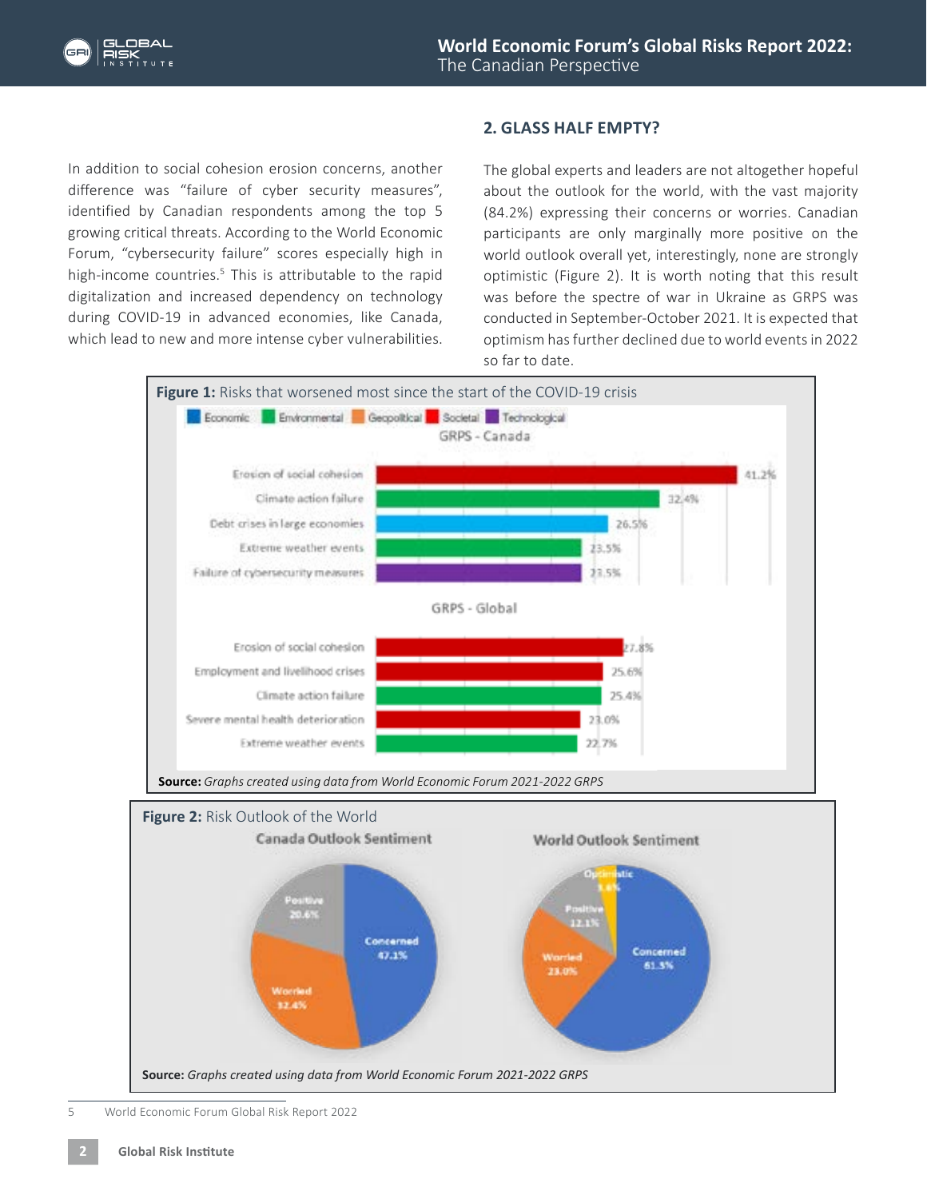In addition to social cohesion erosion concerns, another difference was "failure of cyber security measures", identified by Canadian respondents among the top 5 growing critical threats. According to the World Economic Forum, "cybersecurity failure" scores especially high in high-income countries.[5] This is attributable to the rapid digitalization and increased dependency on technology during COVID-19 in advanced economies, like Canada, which lead to new and more intense cyber vulnerabilities.

## 2. GLASS HALF EMPTY?

The global experts and leaders are not altogether hopeful about the outlook for the world, with the vast majority (84.2%) expressing their concerns or worries. Canadian participants are only marginally more positive on the world outlook overall yet, interestingly, none are strongly optimistic (Figure 2). It is worth noting that this result was before the spectre of war in Ukraine as GRPS was conducted in September-October 2021. It is expected that optimism has further declined due to world events in 2022 so far to date.

**Figure 1:** Risks that worsened most since the start of the COVID-19 crisis

Legend: Economic, Environmental, Geopolitical, Societal, Technological

GRPS - Canada

| Risk | Category | % |
|---|---|---|
| Erosion of social cohesion | Societal | 41.2% |
| Climate action failure | Environmental | 32.4% |
| Debt crises in large economies | Economic | 26.5% |
| Extreme weather events | Environmental | 23.5% |
| Failure of cybersecurity measures | Technological | 23.5% |

GRPS - Global

| Risk | Category | % |
|---|---|---|
| Erosion of social cohesion | Societal | 27.8% |
| Employment and livelihood crises | Societal | 25.6% |
| Climate action failure | Environmental | 25.4% |
| Severe mental health deterioration | Societal | 23.0% |
| Extreme weather events | Environmental | 22.7% |

**Source:** *Graphs created using data from World Economic Forum 2021-2022 GRPS*

**Figure 2:** Risk Outlook of the World

| Sentiment | Canada Outlook Sentiment | World Outlook Sentiment |
|---|---|---|
| Concerned | 47.1% | 61.3% |
| Worried | 32.4% | 23.0% |
| Positive | 20.6% | 12.1% |
| Optimistic | | 3.6% |

**Source:** *Graphs created using data from World Economic Forum 2021-2022 GRPS*

5 World Economic Forum Global Risk Report 2022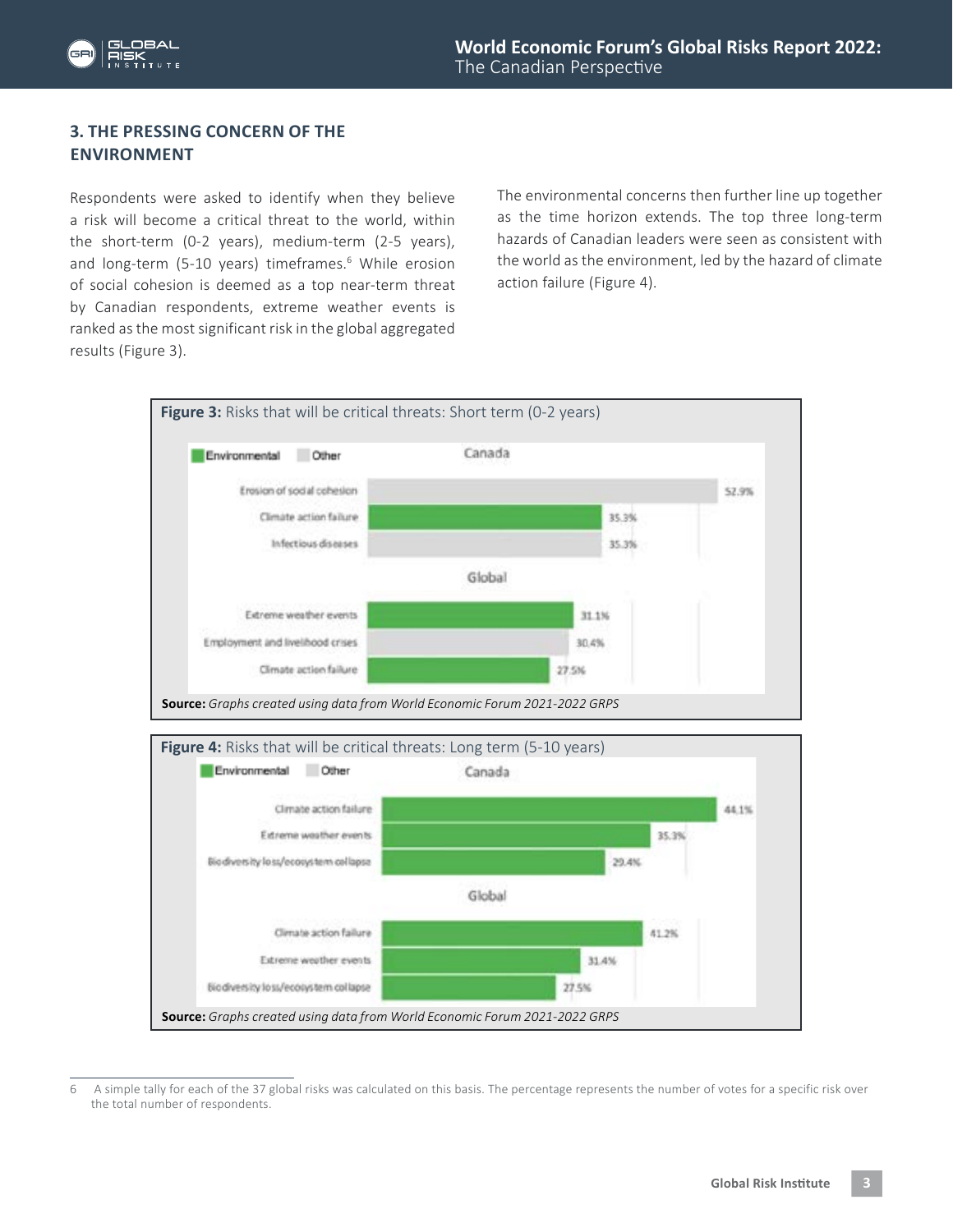### 3. THE PRESSING CONCERN OF THE ENVIRONMENT

Respondents were asked to identify when they believe a risk will become a critical threat to the world, within the short-term (0-2 years), medium-term (2-5 years), and long-term (5-10 years) timeframes.[6] While erosion of social cohesion is deemed as a top near-term threat by Canadian respondents, extreme weather events is ranked as the most significant risk in the global aggregated results (Figure 3).

The environmental concerns then further line up together as the time horizon extends. The top three long-term hazards of Canadian leaders were seen as consistent with the world as the environment, led by the hazard of climate action failure (Figure 4).

**Figure 3:** Risks that will be critical threats: Short term (0-2 years)

| | Risk | Category | Percentage |
|---|---|---|---|
| Canada | Erosion of social cohesion | Other | 52.9% |
| | Climate action failure | Environmental | 35.3% |
| | Infectious diseases | Other | 35.3% |
| Global | Extreme weather events | Environmental | 31.1% |
| | Employment and livelihood crises | Other | 30.4% |
| | Climate action failure | Environmental | 27.5% |

**Source:** *Graphs created using data from World Economic Forum 2021-2022 GRPS*

**Figure 4:** Risks that will be critical threats: Long term (5-10 years)

| | Risk | Category | Percentage |
|---|---|---|---|
| Canada | Climate action failure | Environmental | 44.1% |
| | Extreme weather events | Environmental | 35.3% |
| | Biodiversity loss/ecosystem collapse | Environmental | 29.4% |
| Global | Climate action failure | Environmental | 41.2% |
| | Extreme weather events | Environmental | 31.4% |
| | Biodiversity loss/ecosystem collapse | Environmental | 27.5% |

**Source:** *Graphs created using data from World Economic Forum 2021-2022 GRPS*

---

6 A simple tally for each of the 37 global risks was calculated on this basis. The percentage represents the number of votes for a specific risk over the total number of respondents.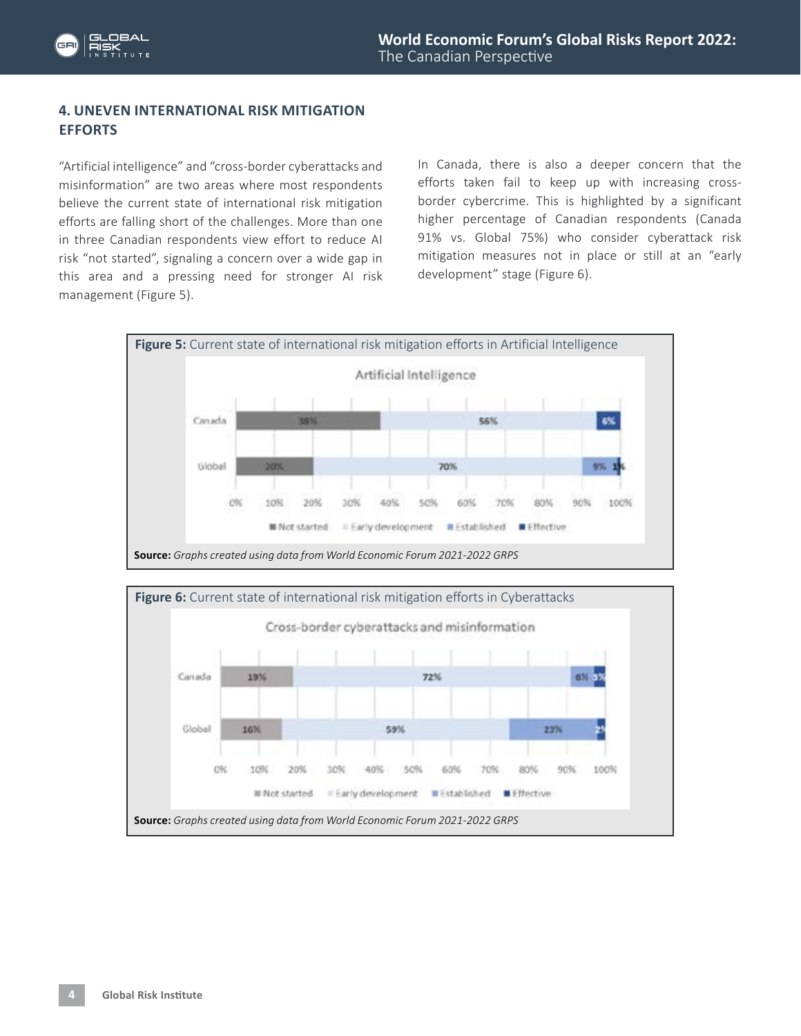## 4. UNEVEN INTERNATIONAL RISK MITIGATION EFFORTS

"Artificial intelligence" and "cross-border cyberattacks and misinformation" are two areas where most respondents believe the current state of international risk mitigation efforts are falling short of the challenges. More than one in three Canadian respondents view effort to reduce AI risk "not started", signaling a concern over a wide gap in this area and a pressing need for stronger AI risk management (Figure 5).

In Canada, there is also a deeper concern that the efforts taken fail to keep up with increasing cross-border cybercrime. This is highlighted by a significant higher percentage of Canadian respondents (Canada 91% vs. Global 75%) who consider cyberattack risk mitigation measures not in place or still at an "early development" stage (Figure 6).

**Figure 5:** Current state of international risk mitigation efforts in Artificial Intelligence

Artificial Intelligence

| | Not started | Early development | Established | Effective |
|---|---|---|---|---|
| Canada | 38% | 56% | 6% | |
| Global | 20% | 70% | 9% | 1% |

**Source:** *Graphs created using data from World Economic Forum 2021-2022 GRPS*

**Figure 6:** Current state of international risk mitigation efforts in Cyberattacks

Cross-border cyberattacks and misinformation

| | Not started | Early development | Established | Effective |
|---|---|---|---|---|
| Canada | 19% | 72% | 6% | 3% |
| Global | 16% | 59% | 23% | 2% |

**Source:** *Graphs created using data from World Economic Forum 2021-2022 GRPS*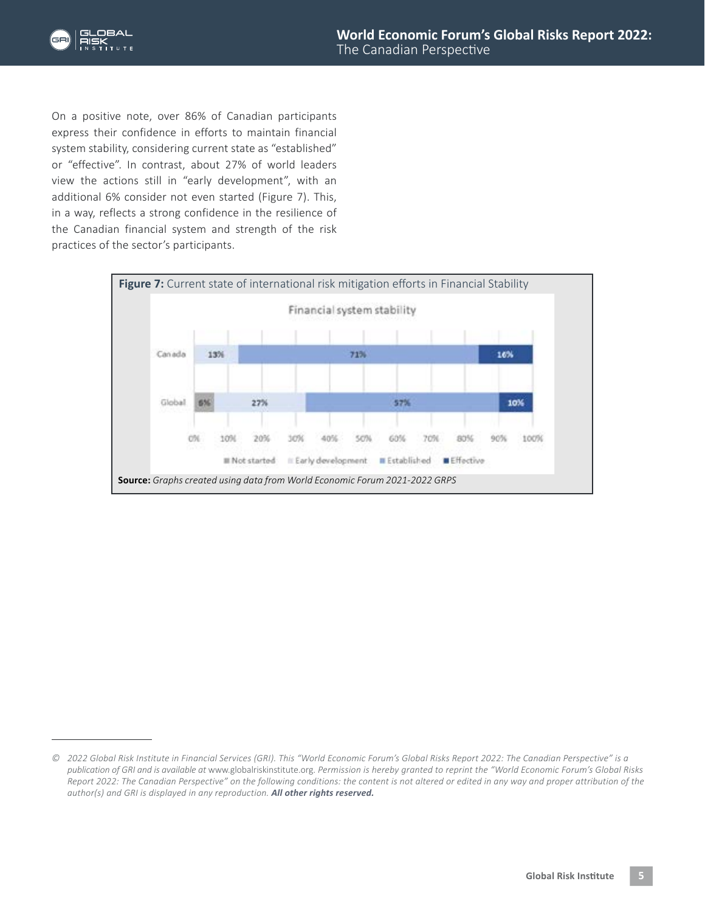On a positive note, over 86% of Canadian participants express their confidence in efforts to maintain financial system stability, considering current state as "established" or "effective". In contrast, about 27% of world leaders view the actions still in "early development", with an additional 6% consider not even started (Figure 7). This, in a way, reflects a strong confidence in the resilience of the Canadian financial system and strength of the risk practices of the sector's participants.

**Figure 7:** Current state of international risk mitigation efforts in Financial Stability

Financial system stability

Canada 13% 71% 16%

Global 6% 27% 57% 10%

0% 10% 20% 30% 40% 50% 60% 70% 80% 90% 100%

Not started · Early development · Established · Effective

**Source:** *Graphs created using data from World Economic Forum 2021-2022 GRPS*

---

*© 2022 Global Risk Institute in Financial Services (GRI). This "World Economic Forum's Global Risks Report 2022: The Canadian Perspective" is a publication of GRI and is available at* www.globalriskinstitute.org. *Permission is hereby granted to reprint the "World Economic Forum's Global Risks Report 2022: The Canadian Perspective" on the following conditions: the content is not altered or edited in any way and proper attribution of the author(s) and GRI is displayed in any reproduction.* ***All other rights reserved.***